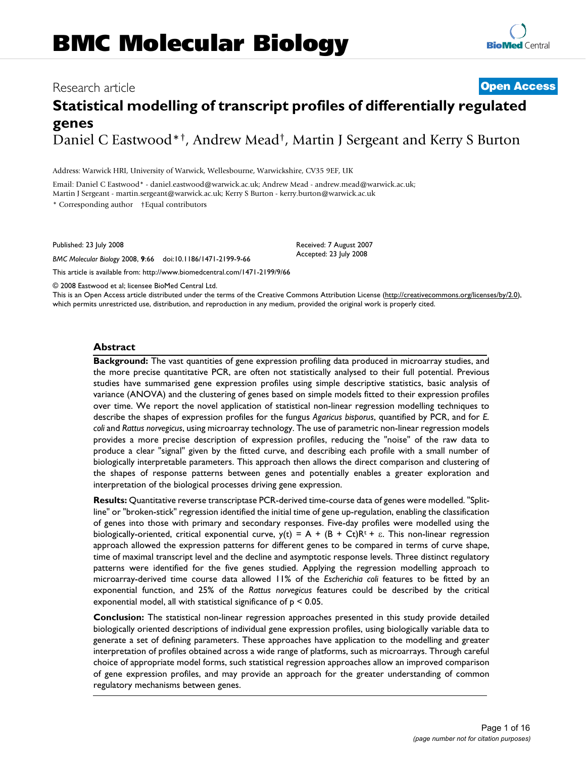BMC Molecular Biology

Research article

**Open Access**

# Statistical modelling of transcript profiles of differentially regulated genes

Daniel C Eastwood*†, Andrew Mead†, Martin J Sergeant and Kerry S Burton

Address: Warwick HRI, University of Warwick, Wellesbourne, Warwickshire, CV35 9EF, UK

Email: Daniel C Eastwood* - daniel.eastwood@warwick.ac.uk; Andrew Mead - andrew.mead@warwick.ac.uk; Martin J Sergeant - martin.sergeant@warwick.ac.uk; Kerry S Burton - kerry.burton@warwick.ac.uk

\* Corresponding author †Equal contributors

Published: 23 July 2008

*BMC Molecular Biology* 2008, **9**:66 doi:10.1186/1471-2199-9-66

Received: 7 August 2007
Accepted: 23 July 2008

This article is available from: http://www.biomedcentral.com/1471-2199/9/66

© 2008 Eastwood et al; licensee BioMed Central Ltd.
This is an Open Access article distributed under the terms of the Creative Commons Attribution License (http://creativecommons.org/licenses/by/2.0), which permits unrestricted use, distribution, and reproduction in any medium, provided the original work is properly cited.

## Abstract

**Background:** The vast quantities of gene expression profiling data produced in microarray studies, and the more precise quantitative PCR, are often not statistically analysed to their full potential. Previous studies have summarised gene expression profiles using simple descriptive statistics, basic analysis of variance (ANOVA) and the clustering of genes based on simple models fitted to their expression profiles over time. We report the novel application of statistical non-linear regression modelling techniques to describe the shapes of expression profiles for the fungus *Agaricus bisporus*, quantified by PCR, and for *E. coli* and *Rattus norvegicus*, using microarray technology. The use of parametric non-linear regression models provides a more precise description of expression profiles, reducing the "noise" of the raw data to produce a clear "signal" given by the fitted curve, and describing each profile with a small number of biologically interpretable parameters. This approach then allows the direct comparison and clustering of the shapes of response patterns between genes and potentially enables a greater exploration and interpretation of the biological processes driving gene expression.

**Results:** Quantitative reverse transcriptase PCR-derived time-course data of genes were modelled. "Split-line" or "broken-stick" regression identified the initial time of gene up-regulation, enabling the classification of genes into those with primary and secondary responses. Five-day profiles were modelled using the biologically-oriented, critical exponential curve, $y(t) = A + (B + Ct)R^t + \varepsilon$. This non-linear regression approach allowed the expression patterns for different genes to be compared in terms of curve shape, time of maximal transcript level and the decline and asymptotic response levels. Three distinct regulatory patterns were identified for the five genes studied. Applying the regression modelling approach to microarray-derived time course data allowed 11% of the *Escherichia coli* features to be fitted by an exponential function, and 25% of the *Rattus norvegicus* features could be described by the critical exponential model, all with statistical significance of $p < 0.05$.

**Conclusion:** The statistical non-linear regression approaches presented in this study provide detailed biologically oriented descriptions of individual gene expression profiles, using biologically variable data to generate a set of defining parameters. These approaches have application to the modelling and greater interpretation of profiles obtained across a wide range of platforms, such as microarrays. Through careful choice of appropriate model forms, such statistical regression approaches allow an improved comparison of gene expression profiles, and may provide an approach for the greater understanding of common regulatory mechanisms between genes.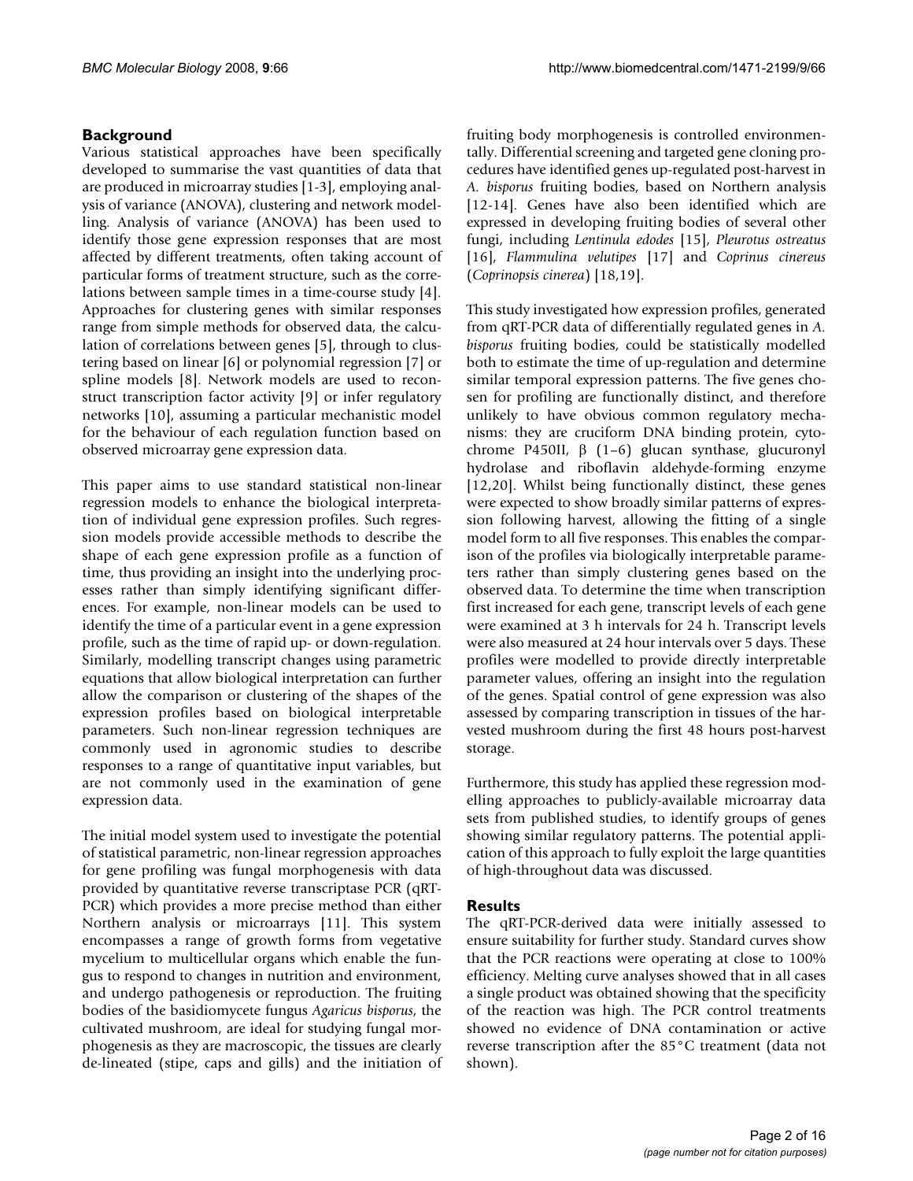## Background

Various statistical approaches have been specifically developed to summarise the vast quantities of data that are produced in microarray studies [1-3], employing analysis of variance (ANOVA), clustering and network modelling. Analysis of variance (ANOVA) has been used to identify those gene expression responses that are most affected by different treatments, often taking account of particular forms of treatment structure, such as the correlations between sample times in a time-course study [4]. Approaches for clustering genes with similar responses range from simple methods for observed data, the calculation of correlations between genes [5], through to clustering based on linear [6] or polynomial regression [7] or spline models [8]. Network models are used to reconstruct transcription factor activity [9] or infer regulatory networks [10], assuming a particular mechanistic model for the behaviour of each regulation function based on observed microarray gene expression data.

This paper aims to use standard statistical non-linear regression models to enhance the biological interpretation of individual gene expression profiles. Such regression models provide accessible methods to describe the shape of each gene expression profile as a function of time, thus providing an insight into the underlying processes rather than simply identifying significant differences. For example, non-linear models can be used to identify the time of a particular event in a gene expression profile, such as the time of rapid up- or down-regulation. Similarly, modelling transcript changes using parametric equations that allow biological interpretation can further allow the comparison or clustering of the shapes of the expression profiles based on biological interpretable parameters. Such non-linear regression techniques are commonly used in agronomic studies to describe responses to a range of quantitative input variables, but are not commonly used in the examination of gene expression data.

The initial model system used to investigate the potential of statistical parametric, non-linear regression approaches for gene profiling was fungal morphogenesis with data provided by quantitative reverse transcriptase PCR (qRT-PCR) which provides a more precise method than either Northern analysis or microarrays [11]. This system encompasses a range of growth forms from vegetative mycelium to multicellular organs which enable the fungus to respond to changes in nutrition and environment, and undergo pathogenesis or reproduction. The fruiting bodies of the basidiomycete fungus *Agaricus bisporus*, the cultivated mushroom, are ideal for studying fungal morphogenesis as they are macroscopic, the tissues are clearly de-lineated (stipe, caps and gills) and the initiation of fruiting body morphogenesis is controlled environmentally. Differential screening and targeted gene cloning procedures have identified genes up-regulated post-harvest in *A. bisporus* fruiting bodies, based on Northern analysis [12-14]. Genes have also been identified which are expressed in developing fruiting bodies of several other fungi, including *Lentinula edodes* [15], *Pleurotus ostreatus* [16], *Flammulina velutipes* [17] and *Coprinus cinereus* (*Coprinopsis cinerea*) [18,19].

This study investigated how expression profiles, generated from qRT-PCR data of differentially regulated genes in *A. bisporus* fruiting bodies, could be statistically modelled both to estimate the time of up-regulation and determine similar temporal expression patterns. The five genes chosen for profiling are functionally distinct, and therefore unlikely to have obvious common regulatory mechanisms: they are cruciform DNA binding protein, cytochrome P450II, β (1–6) glucan synthase, glucuronyl hydrolase and riboflavin aldehyde-forming enzyme [12,20]. Whilst being functionally distinct, these genes were expected to show broadly similar patterns of expression following harvest, allowing the fitting of a single model form to all five responses. This enables the comparison of the profiles via biologically interpretable parameters rather than simply clustering genes based on the observed data. To determine the time when transcription first increased for each gene, transcript levels of each gene were examined at 3 h intervals for 24 h. Transcript levels were also measured at 24 hour intervals over 5 days. These profiles were modelled to provide directly interpretable parameter values, offering an insight into the regulation of the genes. Spatial control of gene expression was also assessed by comparing transcription in tissues of the harvested mushroom during the first 48 hours post-harvest storage.

Furthermore, this study has applied these regression modelling approaches to publicly-available microarray data sets from published studies, to identify groups of genes showing similar regulatory patterns. The potential application of this approach to fully exploit the large quantities of high-throughout data was discussed.

## Results

The qRT-PCR-derived data were initially assessed to ensure suitability for further study. Standard curves show that the PCR reactions were operating at close to 100% efficiency. Melting curve analyses showed that in all cases a single product was obtained showing that the specificity of the reaction was high. The PCR control treatments showed no evidence of DNA contamination or active reverse transcription after the 85°C treatment (data not shown).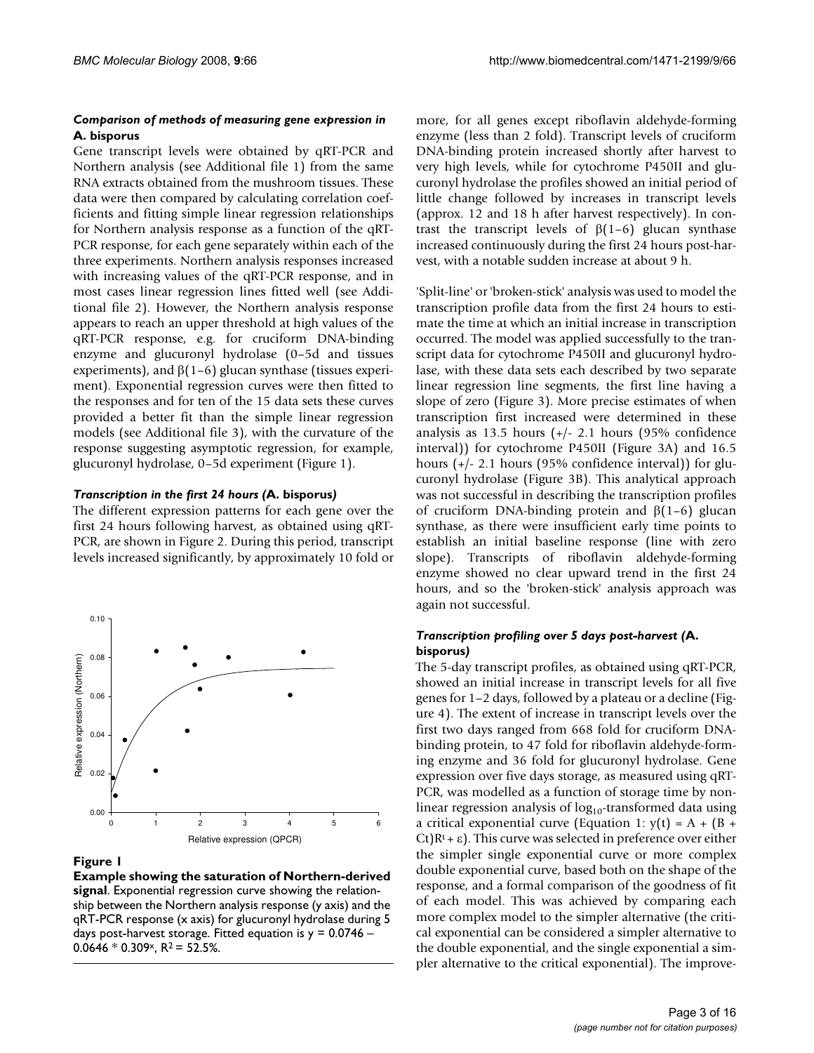### *Comparison of methods of measuring gene expression in* A. bisporus

Gene transcript levels were obtained by qRT-PCR and Northern analysis (see Additional file 1) from the same RNA extracts obtained from the mushroom tissues. These data were then compared by calculating correlation coefficients and fitting simple linear regression relationships for Northern analysis response as a function of the qRT-PCR response, for each gene separately within each of the three experiments. Northern analysis responses increased with increasing values of the qRT-PCR response, and in most cases linear regression lines fitted well (see Additional file 2). However, the Northern analysis response appears to reach an upper threshold at high values of the qRT-PCR response, e.g. for cruciform DNA-binding enzyme and glucuronyl hydrolase (0–5d and tissues experiments), and β(1–6) glucan synthase (tissues experiment). Exponential regression curves were then fitted to the responses and for ten of the 15 data sets these curves provided a better fit than the simple linear regression models (see Additional file 3), with the curvature of the response suggesting asymptotic regression, for example, glucuronyl hydrolase, 0–5d experiment (Figure 1).

**Figure 1**

**Example showing the saturation of Northern-derived signal**. Exponential regression curve showing the relationship between the Northern analysis response (y axis) and the qRT-PCR response (x axis) for glucuronyl hydrolase during 5 days post-harvest storage. Fitted equation is $y = 0.0746 - 0.0646 * 0.309^x$, $R^2 = 52.5\%$.

### *Transcription in the first 24 hours (*A. bisporus*)*

The different expression patterns for each gene over the first 24 hours following harvest, as obtained using qRT-PCR, are shown in Figure 2. During this period, transcript levels increased significantly, by approximately 10 fold or more, for all genes except riboflavin aldehyde-forming enzyme (less than 2 fold). Transcript levels of cruciform DNA-binding protein increased shortly after harvest to very high levels, while for cytochrome P450II and glucuronyl hydrolase the profiles showed an initial period of little change followed by increases in transcript levels (approx. 12 and 18 h after harvest respectively). In contrast the transcript levels of β(1–6) glucan synthase increased continuously during the first 24 hours post-harvest, with a notable sudden increase at about 9 h.

'Split-line' or 'broken-stick' analysis was used to model the transcription profile data from the first 24 hours to estimate the time at which an initial increase in transcription occurred. The model was applied successfully to the transcript data for cytochrome P450II and glucuronyl hydrolase, with these data sets each described by two separate linear regression line segments, the first line having a slope of zero (Figure 3). More precise estimates of when transcription first increased were determined in these analysis as 13.5 hours (+/- 2.1 hours (95% confidence interval)) for cytochrome P450II (Figure 3A) and 16.5 hours (+/- 2.1 hours (95% confidence interval)) for glucuronyl hydrolase (Figure 3B). This analytical approach was not successful in describing the transcription profiles of cruciform DNA-binding protein and β(1–6) glucan synthase, as there were insufficient early time points to establish an initial baseline response (line with zero slope). Transcripts of riboflavin aldehyde-forming enzyme showed no clear upward trend in the first 24 hours, and so the 'broken-stick' analysis approach was again not successful.

### *Transcription profiling over 5 days post-harvest (*A. bisporus*)*

The 5-day transcript profiles, as obtained using qRT-PCR, showed an initial increase in transcript levels for all five genes for 1–2 days, followed by a plateau or a decline (Figure 4). The extent of increase in transcript levels over the first two days ranged from 668 fold for cruciform DNA-binding protein, to 47 fold for riboflavin aldehyde-forming enzyme and 36 fold for glucuronyl hydrolase. Gene expression over five days storage, as measured using qRT-PCR, was modelled as a function of storage time by non-linear regression analysis of $\log_{10}$-transformed data using a critical exponential curve (Equation 1: $y(t) = A + (B + Ct)R^t + \varepsilon$). This curve was selected in preference over either the simpler single exponential curve or more complex double exponential curve, based both on the shape of the response, and a formal comparison of the goodness of fit of each model. This was achieved by comparing each more complex model to the simpler alternative (the critical exponential can be considered a simpler alternative to the double exponential, and the single exponential a simpler alternative to the critical exponential). The improve-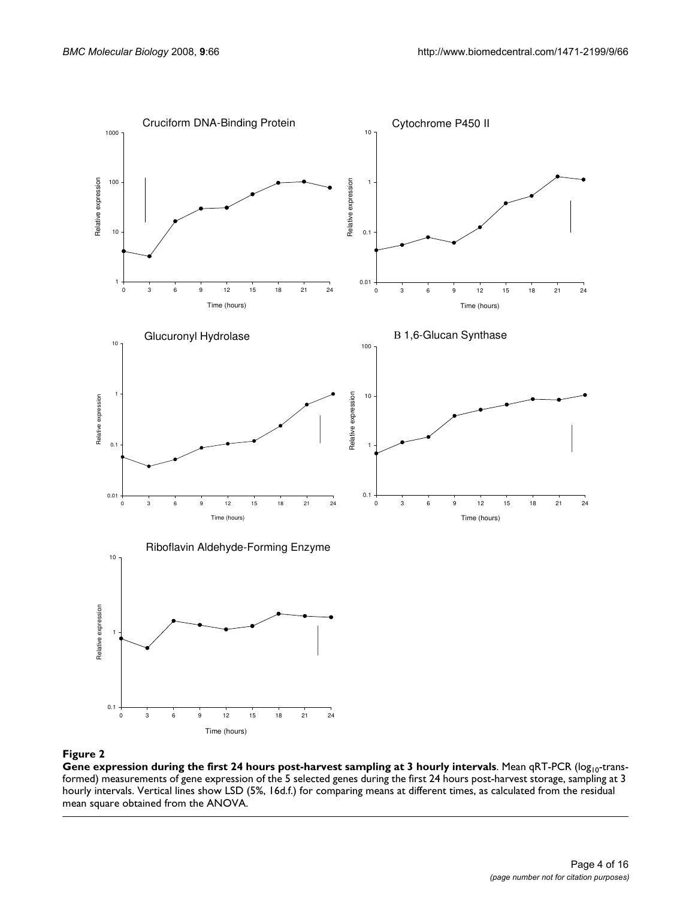**Figure 2**

**Gene expression during the first 24 hours post-harvest sampling at 3 hourly intervals**. Mean qRT-PCR ($log_{10}$-transformed) measurements of gene expression of the 5 selected genes during the first 24 hours post-harvest storage, sampling at 3 hourly intervals. Vertical lines show LSD (5%, 16d.f.) for comparing means at different times, as calculated from the residual mean square obtained from the ANOVA.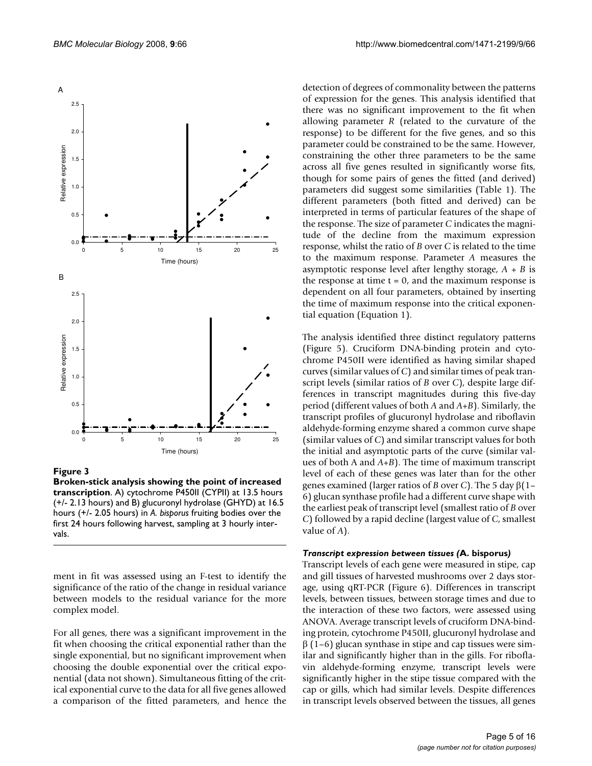**Figure 3**

**Broken-stick analysis showing the point of increased transcription**. A) cytochrome P450II (CYPII) at 13.5 hours (+/- 2.13 hours) and B) glucuronyl hydrolase (GHYD) at 16.5 hours (+/- 2.05 hours) in *A. bisporus* fruiting bodies over the first 24 hours following harvest, sampling at 3 hourly intervals.

ment in fit was assessed using an F-test to identify the significance of the ratio of the change in residual variance between models to the residual variance for the more complex model.

For all genes, there was a significant improvement in the fit when choosing the critical exponential rather than the single exponential, but no significant improvement when choosing the double exponential over the critical exponential (data not shown). Simultaneous fitting of the critical exponential curve to the data for all five genes allowed a comparison of the fitted parameters, and hence the detection of degrees of commonality between the patterns of expression for the genes. This analysis identified that there was no significant improvement to the fit when allowing parameter *R* (related to the curvature of the response) to be different for the five genes, and so this parameter could be constrained to be the same. However, constraining the other three parameters to be the same across all five genes resulted in significantly worse fits, though for some pairs of genes the fitted (and derived) parameters did suggest some similarities (Table 1). The different parameters (both fitted and derived) can be interpreted in terms of particular features of the shape of the response. The size of parameter *C* indicates the magnitude of the decline from the maximum expression response, whilst the ratio of *B* over *C* is related to the time to the maximum response. Parameter *A* measures the asymptotic response level after lengthy storage, $A + B$ is the response at time $t = 0$, and the maximum response is dependent on all four parameters, obtained by inserting the time of maximum response into the critical exponential equation (Equation 1).

The analysis identified three distinct regulatory patterns (Figure 5). Cruciform DNA-binding protein and cytochrome P450II were identified as having similar shaped curves (similar values of *C*) and similar times of peak transcript levels (similar ratios of *B* over *C*), despite large differences in transcript magnitudes during this five-day period (different values of both *A* and *A+B*). Similarly, the transcript profiles of glucuronyl hydrolase and riboflavin aldehyde-forming enzyme shared a common curve shape (similar values of *C*) and similar transcript values for both the initial and asymptotic parts of the curve (similar values of both A and *A+B*). The time of maximum transcript level of each of these genes was later than for the other genes examined (larger ratios of *B* over *C*). The 5 day β(1–6) glucan synthase profile had a different curve shape with the earliest peak of transcript level (smallest ratio of *B* over *C*) followed by a rapid decline (largest value of *C*, smallest value of *A*).

### *Transcript expression between tissues (*A. bisporus*)*

Transcript levels of each gene were measured in stipe, cap and gill tissues of harvested mushrooms over 2 days storage, using qRT-PCR (Figure 6). Differences in transcript levels, between tissues, between storage times and due to the interaction of these two factors, were assessed using ANOVA. Average transcript levels of cruciform DNA-binding protein, cytochrome P450II, glucuronyl hydrolase and β (1–6) glucan synthase in stipe and cap tissues were similar and significantly higher than in the gills. For riboflavin aldehyde-forming enzyme, transcript levels were significantly higher in the stipe tissue compared with the cap or gills, which had similar levels. Despite differences in transcript levels observed between the tissues, all genes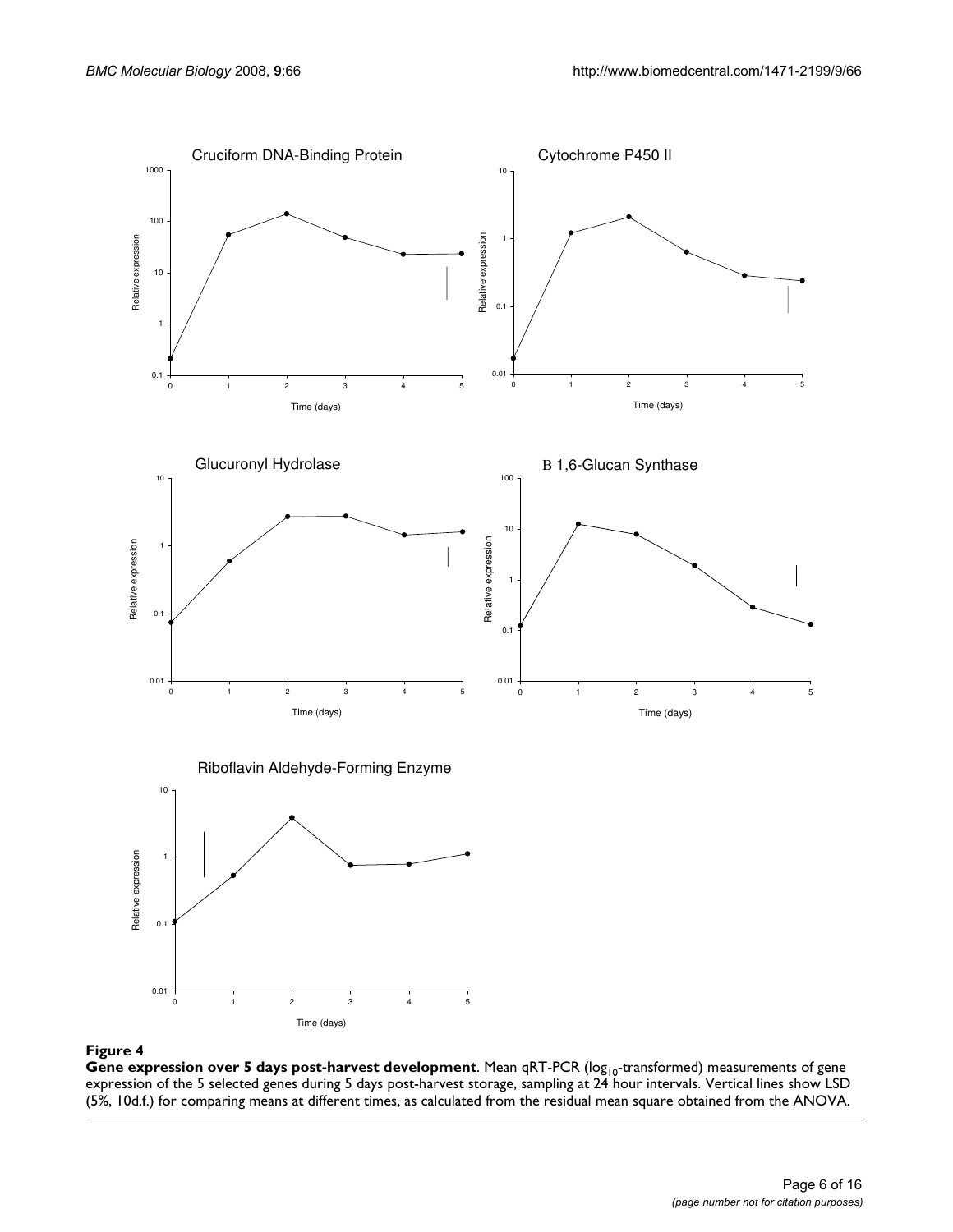**Figure 4**

**Gene expression over 5 days post-harvest development**. Mean qRT-PCR ($log_{10}$-transformed) measurements of gene expression of the 5 selected genes during 5 days post-harvest storage, sampling at 24 hour intervals. Vertical lines show LSD (5%, 10d.f.) for comparing means at different times, as calculated from the residual mean square obtained from the ANOVA.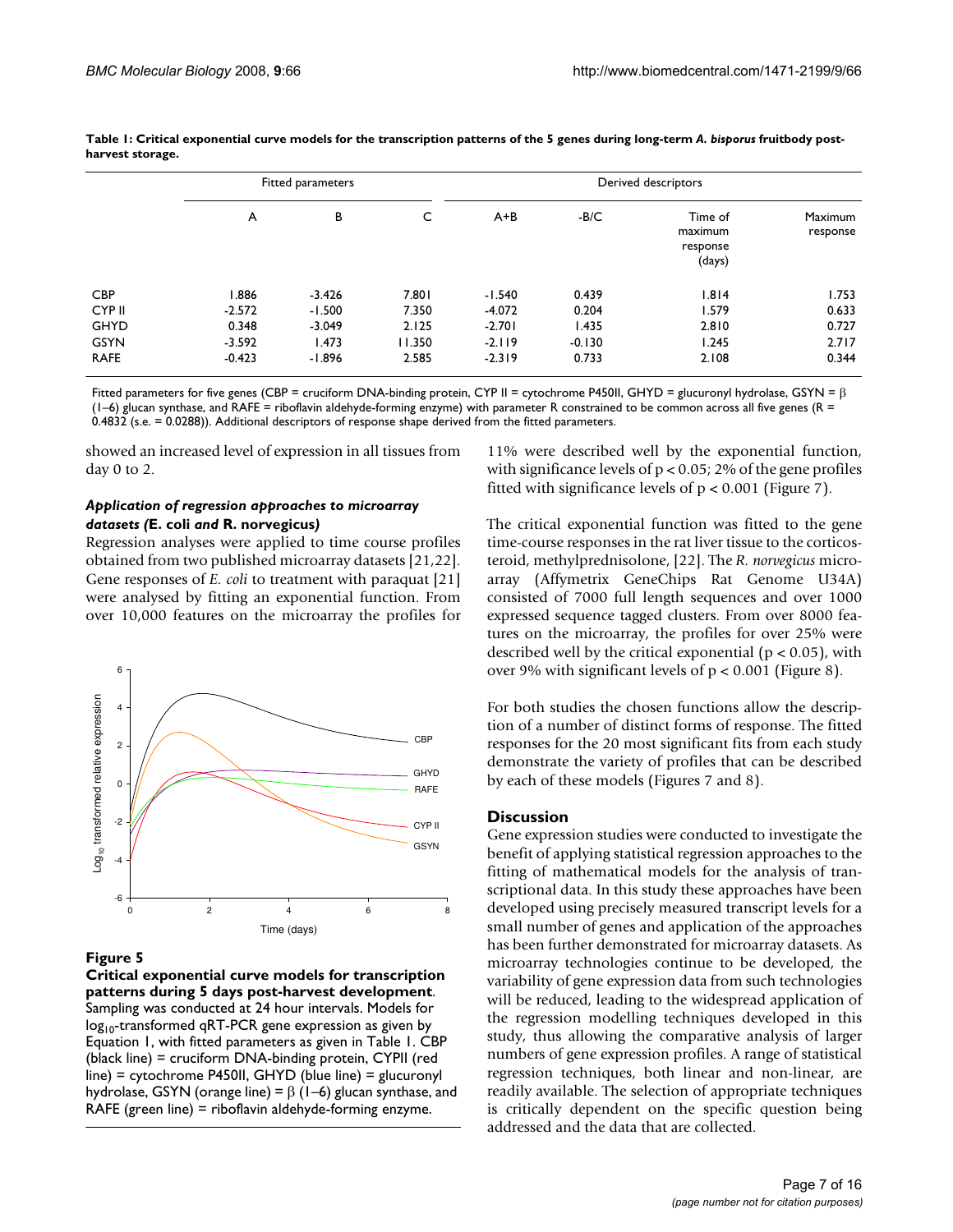**Table 1: Critical exponential curve models for the transcription patterns of the 5 genes during long-term *A. bisporus* fruitbody post-harvest storage.**

| | Fitted parameters | | | Derived descriptors | | | |
|---|---|---|---|---|---|---|---|
| | A | B | C | A+B | -B/C | Time of maximum response (days) | Maximum response |
| CBP | 1.886 | -3.426 | 7.801 | -1.540 | 0.439 | 1.814 | 1.753 |
| CYP II | -2.572 | -1.500 | 7.350 | -4.072 | 0.204 | 1.579 | 0.633 |
| GHYD | 0.348 | -3.049 | 2.125 | -2.701 | 1.435 | 2.810 | 0.727 |
| GSYN | -3.592 | 1.473 | 11.350 | -2.119 | -0.130 | 1.245 | 2.717 |
| RAFE | -0.423 | -1.896 | 2.585 | -2.319 | 0.733 | 2.108 | 0.344 |

Fitted parameters for five genes (CBP = cruciform DNA-binding protein, CYP II = cytochrome P450II, GHYD = glucuronyl hydrolase, GSYN = β (1–6) glucan synthase, and RAFE = riboflavin aldehyde-forming enzyme) with parameter R constrained to be common across all five genes (R = 0.4832 (s.e. = 0.0288)). Additional descriptors of response shape derived from the fitted parameters.

showed an increased level of expression in all tissues from day 0 to 2.

### *Application of regression approaches to microarray datasets (*E. coli *and* R. norvegicus*)*

Regression analyses were applied to time course profiles obtained from two published microarray datasets [21,22]. Gene responses of *E. coli* to treatment with paraquat [21] were analysed by fitting an exponential function. From over 10,000 features on the microarray the profiles for 11% were described well by the exponential function, with significance levels of $p < 0.05$; 2% of the gene profiles fitted with significance levels of $p < 0.001$ (Figure 7).

**Figure 5**

**Critical exponential curve models for transcription patterns during 5 days post-harvest development**. Sampling was conducted at 24 hour intervals. Models for $\log_{10}$-transformed qRT-PCR gene expression as given by Equation 1, with fitted parameters as given in Table 1. CBP (black line) = cruciform DNA-binding protein, CYPII (red line) = cytochrome P450II, GHYD (blue line) = glucuronyl hydrolase, GSYN (orange line) = β (1–6) glucan synthase, and RAFE (green line) = riboflavin aldehyde-forming enzyme.

The critical exponential function was fitted to the gene time-course responses in the rat liver tissue to the corticosteroid, methylprednisolone, [22]. The *R. norvegicus* microarray (Affymetrix GeneChips Rat Genome U34A) consisted of 7000 full length sequences and over 1000 expressed sequence tagged clusters. From over 8000 features on the microarray, the profiles for over 25% were described well by the critical exponential ($p < 0.05$), with over 9% with significant levels of $p < 0.001$ (Figure 8).

For both studies the chosen functions allow the description of a number of distinct forms of response. The fitted responses for the 20 most significant fits from each study demonstrate the variety of profiles that can be described by each of these models (Figures 7 and 8).

## Discussion

Gene expression studies were conducted to investigate the benefit of applying statistical regression approaches to the fitting of mathematical models for the analysis of transcriptional data. In this study these approaches have been developed using precisely measured transcript levels for a small number of genes and application of the approaches has been further demonstrated for microarray datasets. As microarray technologies continue to be developed, the variability of gene expression data from such technologies will be reduced, leading to the widespread application of the regression modelling techniques developed in this study, thus allowing the comparative analysis of larger numbers of gene expression profiles. A range of statistical regression techniques, both linear and non-linear, are readily available. The selection of appropriate techniques is critically dependent on the specific question being addressed and the data that are collected.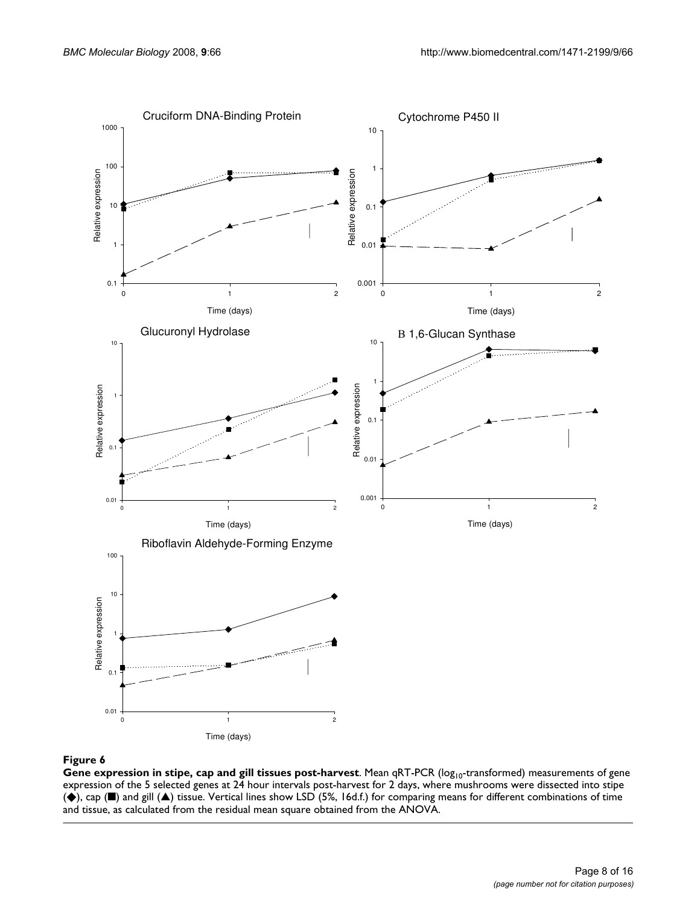**Figure 6**

**Gene expression in stipe, cap and gill tissues post-harvest**. Mean qRT-PCR ($log_{10}$-transformed) measurements of gene expression of the 5 selected genes at 24 hour intervals post-harvest for 2 days, where mushrooms were dissected into stipe (◆), cap (■) and gill (▲) tissue. Vertical lines show LSD (5%, 16d.f.) for comparing means for different combinations of time and tissue, as calculated from the residual mean square obtained from the ANOVA.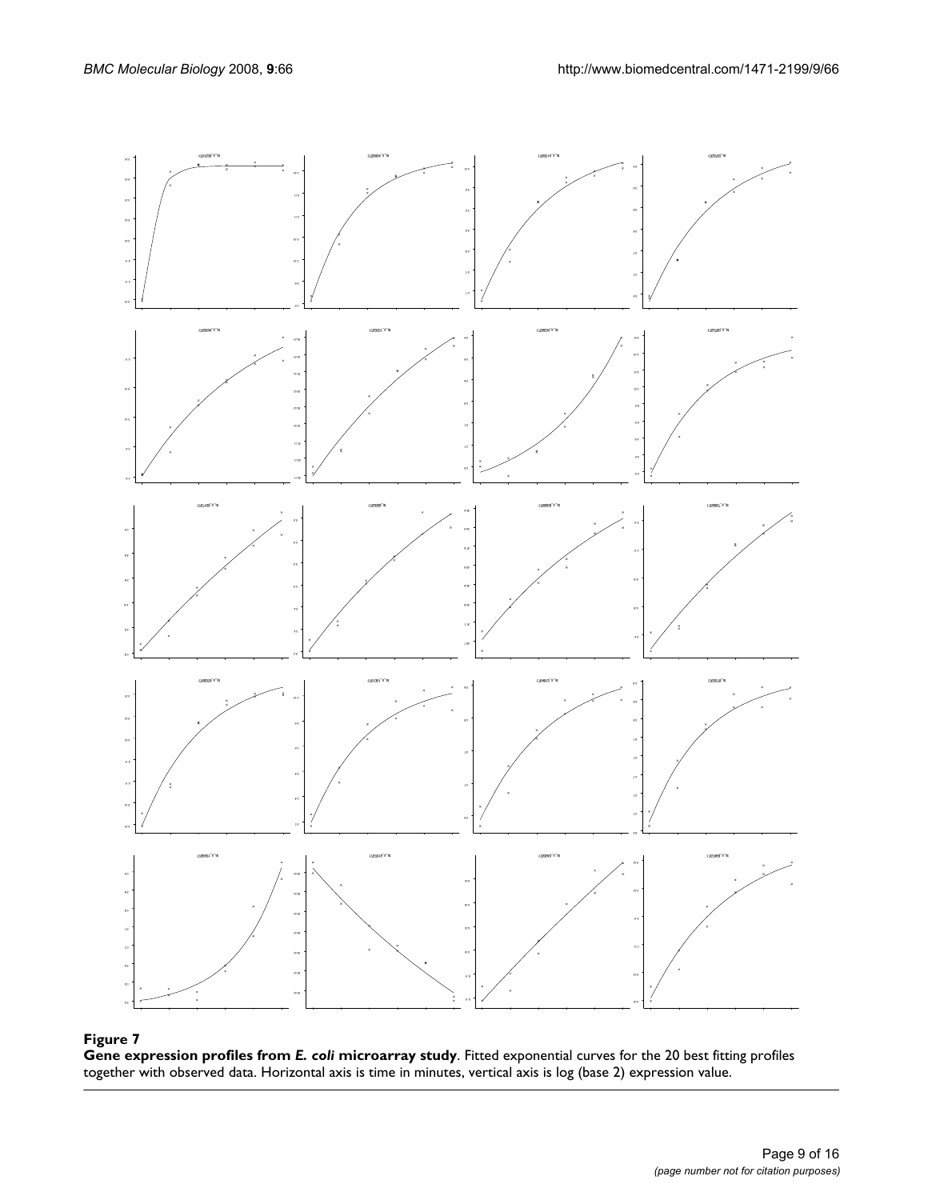**Figure 7**

**Gene expression profiles from *E. coli* microarray study**. Fitted exponential curves for the 20 best fitting profiles together with observed data. Horizontal axis is time in minutes, vertical axis is log (base 2) expression value.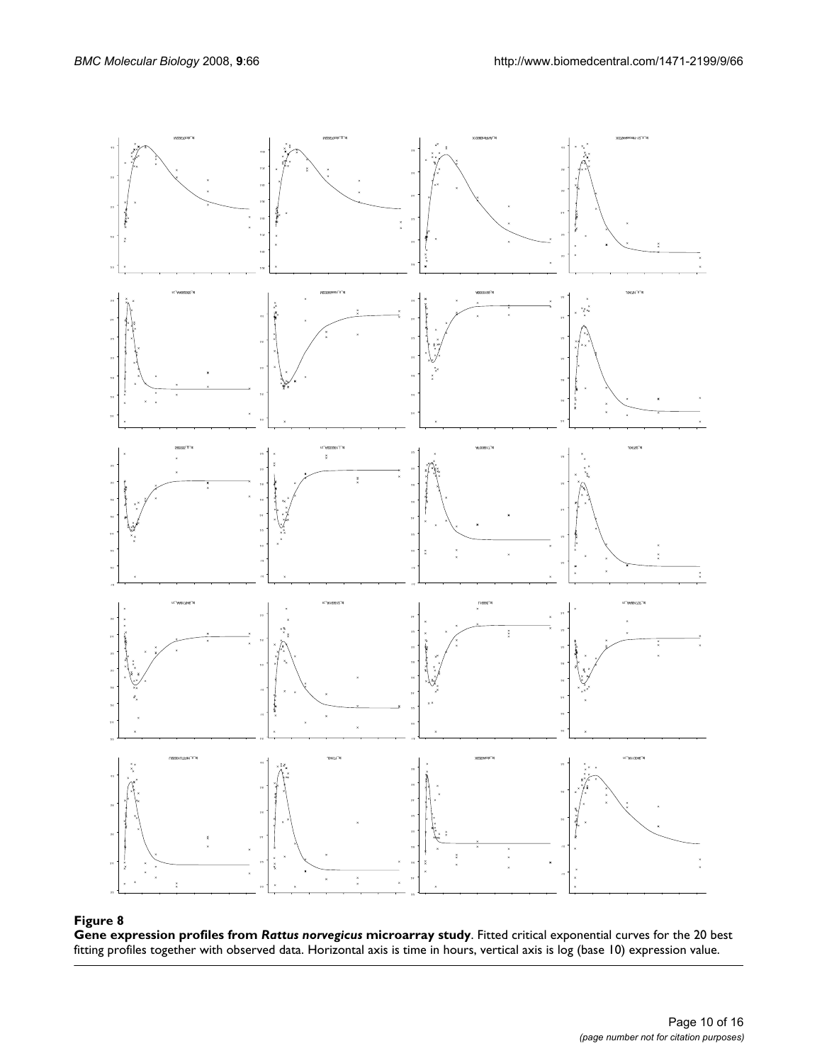**Figure 8**

**Gene expression profiles from *Rattus norvegicus* microarray study**. Fitted critical exponential curves for the 20 best fitting profiles together with observed data. Horizontal axis is time in hours, vertical axis is log (base 10) expression value.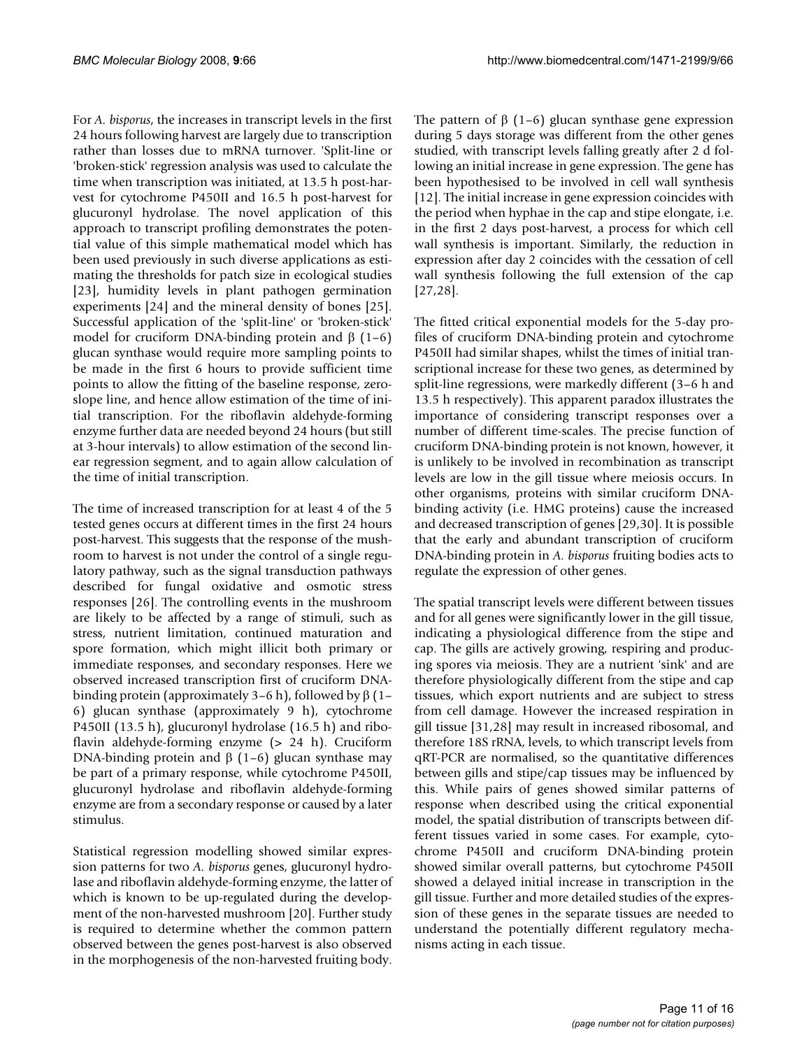For *A. bisporus*, the increases in transcript levels in the first 24 hours following harvest are largely due to transcription rather than losses due to mRNA turnover. 'Split-line or 'broken-stick' regression analysis was used to calculate the time when transcription was initiated, at 13.5 h post-harvest for cytochrome P450II and 16.5 h post-harvest for glucuronyl hydrolase. The novel application of this approach to transcript profiling demonstrates the potential value of this simple mathematical model which has been used previously in such diverse applications as estimating the thresholds for patch size in ecological studies [23], humidity levels in plant pathogen germination experiments [24] and the mineral density of bones [25]. Successful application of the 'split-line' or 'broken-stick' model for cruciform DNA-binding protein and β (1–6) glucan synthase would require more sampling points to be made in the first 6 hours to provide sufficient time points to allow the fitting of the baseline response, zero-slope line, and hence allow estimation of the time of initial transcription. For the riboflavin aldehyde-forming enzyme further data are needed beyond 24 hours (but still at 3-hour intervals) to allow estimation of the second linear regression segment, and to again allow calculation of the time of initial transcription.

The time of increased transcription for at least 4 of the 5 tested genes occurs at different times in the first 24 hours post-harvest. This suggests that the response of the mushroom to harvest is not under the control of a single regulatory pathway, such as the signal transduction pathways described for fungal oxidative and osmotic stress responses [26]. The controlling events in the mushroom are likely to be affected by a range of stimuli, such as stress, nutrient limitation, continued maturation and spore formation, which might illicit both primary or immediate responses, and secondary responses. Here we observed increased transcription first of cruciform DNA-binding protein (approximately 3–6 h), followed by β (1–6) glucan synthase (approximately 9 h), cytochrome P450II (13.5 h), glucuronyl hydrolase (16.5 h) and riboflavin aldehyde-forming enzyme (> 24 h). Cruciform DNA-binding protein and β (1–6) glucan synthase may be part of a primary response, while cytochrome P450II, glucuronyl hydrolase and riboflavin aldehyde-forming enzyme are from a secondary response or caused by a later stimulus.

Statistical regression modelling showed similar expression patterns for two *A. bisporus* genes, glucuronyl hydrolase and riboflavin aldehyde-forming enzyme, the latter of which is known to be up-regulated during the development of the non-harvested mushroom [20]. Further study is required to determine whether the common pattern observed between the genes post-harvest is also observed in the morphogenesis of the non-harvested fruiting body.

The pattern of β (1–6) glucan synthase gene expression during 5 days storage was different from the other genes studied, with transcript levels falling greatly after 2 d following an initial increase in gene expression. The gene has been hypothesised to be involved in cell wall synthesis [12]. The initial increase in gene expression coincides with the period when hyphae in the cap and stipe elongate, i.e. in the first 2 days post-harvest, a process for which cell wall synthesis is important. Similarly, the reduction in expression after day 2 coincides with the cessation of cell wall synthesis following the full extension of the cap [27,28].

The fitted critical exponential models for the 5-day profiles of cruciform DNA-binding protein and cytochrome P450II had similar shapes, whilst the times of initial transcriptional increase for these two genes, as determined by split-line regressions, were markedly different (3–6 h and 13.5 h respectively). This apparent paradox illustrates the importance of considering transcript responses over a number of different time-scales. The precise function of cruciform DNA-binding protein is not known, however, it is unlikely to be involved in recombination as transcript levels are low in the gill tissue where meiosis occurs. In other organisms, proteins with similar cruciform DNA-binding activity (i.e. HMG proteins) cause the increased and decreased transcription of genes [29,30]. It is possible that the early and abundant transcription of cruciform DNA-binding protein in *A. bisporus* fruiting bodies acts to regulate the expression of other genes.

The spatial transcript levels were different between tissues and for all genes were significantly lower in the gill tissue, indicating a physiological difference from the stipe and cap. The gills are actively growing, respiring and producing spores via meiosis. They are a nutrient 'sink' and are therefore physiologically different from the stipe and cap tissues, which export nutrients and are subject to stress from cell damage. However the increased respiration in gill tissue [31,28] may result in increased ribosomal, and therefore 18S rRNA, levels, to which transcript levels from qRT-PCR are normalised, so the quantitative differences between gills and stipe/cap tissues may be influenced by this. While pairs of genes showed similar patterns of response when described using the critical exponential model, the spatial distribution of transcripts between different tissues varied in some cases. For example, cytochrome P450II and cruciform DNA-binding protein showed similar overall patterns, but cytochrome P450II showed a delayed initial increase in transcription in the gill tissue. Further and more detailed studies of the expression of these genes in the separate tissues are needed to understand the potentially different regulatory mechanisms acting in each tissue.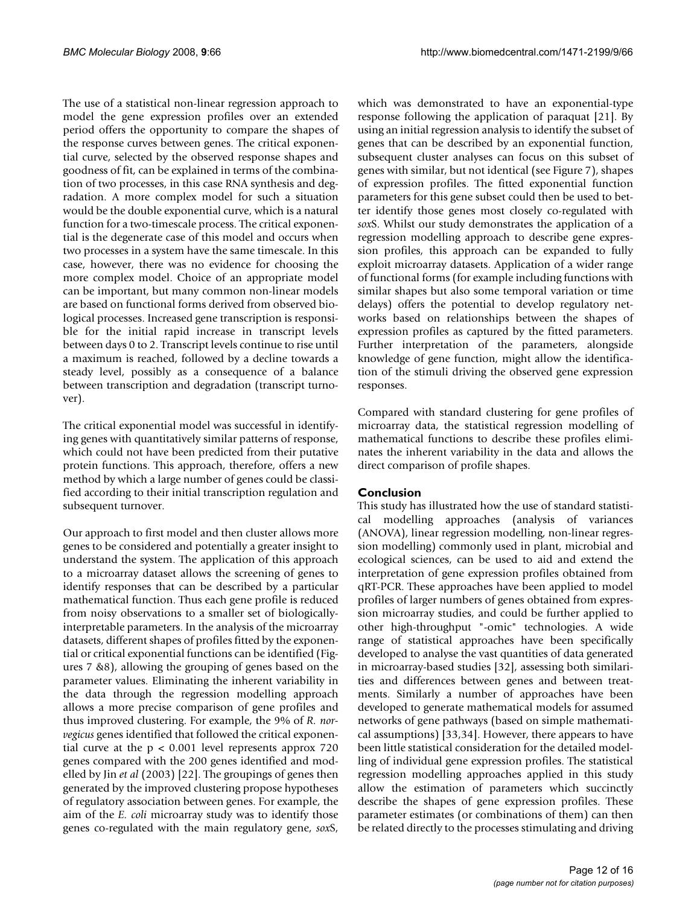The use of a statistical non-linear regression approach to model the gene expression profiles over an extended period offers the opportunity to compare the shapes of the response curves between genes. The critical exponential curve, selected by the observed response shapes and goodness of fit, can be explained in terms of the combination of two processes, in this case RNA synthesis and degradation. A more complex model for such a situation would be the double exponential curve, which is a natural function for a two-timescale process. The critical exponential is the degenerate case of this model and occurs when two processes in a system have the same timescale. In this case, however, there was no evidence for choosing the more complex model. Choice of an appropriate model can be important, but many common non-linear models are based on functional forms derived from observed biological processes. Increased gene transcription is responsible for the initial rapid increase in transcript levels between days 0 to 2. Transcript levels continue to rise until a maximum is reached, followed by a decline towards a steady level, possibly as a consequence of a balance between transcription and degradation (transcript turnover).

The critical exponential model was successful in identifying genes with quantitatively similar patterns of response, which could not have been predicted from their putative protein functions. This approach, therefore, offers a new method by which a large number of genes could be classified according to their initial transcription regulation and subsequent turnover.

Our approach to first model and then cluster allows more genes to be considered and potentially a greater insight to understand the system. The application of this approach to a microarray dataset allows the screening of genes to identify responses that can be described by a particular mathematical function. Thus each gene profile is reduced from noisy observations to a smaller set of biologically-interpretable parameters. In the analysis of the microarray datasets, different shapes of profiles fitted by the exponential or critical exponential functions can be identified (Figures 7 &8), allowing the grouping of genes based on the parameter values. Eliminating the inherent variability in the data through the regression modelling approach allows a more precise comparison of gene profiles and thus improved clustering. For example, the 9% of *R. norvegicus* genes identified that followed the critical exponential curve at the $p < 0.001$ level represents approx 720 genes compared with the 200 genes identified and modelled by Jin *et al* (2003) [22]. The groupings of genes then generated by the improved clustering propose hypotheses of regulatory association between genes. For example, the aim of the *E. coli* microarray study was to identify those genes co-regulated with the main regulatory gene, *sox*S, which was demonstrated to have an exponential-type response following the application of paraquat [21]. By using an initial regression analysis to identify the subset of genes that can be described by an exponential function, subsequent cluster analyses can focus on this subset of genes with similar, but not identical (see Figure 7), shapes of expression profiles. The fitted exponential function parameters for this gene subset could then be used to better identify those genes most closely co-regulated with *sox*S. Whilst our study demonstrates the application of a regression modelling approach to describe gene expression profiles, this approach can be expanded to fully exploit microarray datasets. Application of a wider range of functional forms (for example including functions with similar shapes but also some temporal variation or time delays) offers the potential to develop regulatory networks based on relationships between the shapes of expression profiles as captured by the fitted parameters. Further interpretation of the parameters, alongside knowledge of gene function, might allow the identification of the stimuli driving the observed gene expression responses.

Compared with standard clustering for gene profiles of microarray data, the statistical regression modelling of mathematical functions to describe these profiles eliminates the inherent variability in the data and allows the direct comparison of profile shapes.

## Conclusion

This study has illustrated how the use of standard statistical modelling approaches (analysis of variances (ANOVA), linear regression modelling, non-linear regression modelling) commonly used in plant, microbial and ecological sciences, can be used to aid and extend the interpretation of gene expression profiles obtained from qRT-PCR. These approaches have been applied to model profiles of larger numbers of genes obtained from expression microarray studies, and could be further applied to other high-throughput "-omic" technologies. A wide range of statistical approaches have been specifically developed to analyse the vast quantities of data generated in microarray-based studies [32], assessing both similarities and differences between genes and between treatments. Similarly a number of approaches have been developed to generate mathematical models for assumed networks of gene pathways (based on simple mathematical assumptions) [33,34]. However, there appears to have been little statistical consideration for the detailed modelling of individual gene expression profiles. The statistical regression modelling approaches applied in this study allow the estimation of parameters which succinctly describe the shapes of gene expression profiles. These parameter estimates (or combinations of them) can then be related directly to the processes stimulating and driving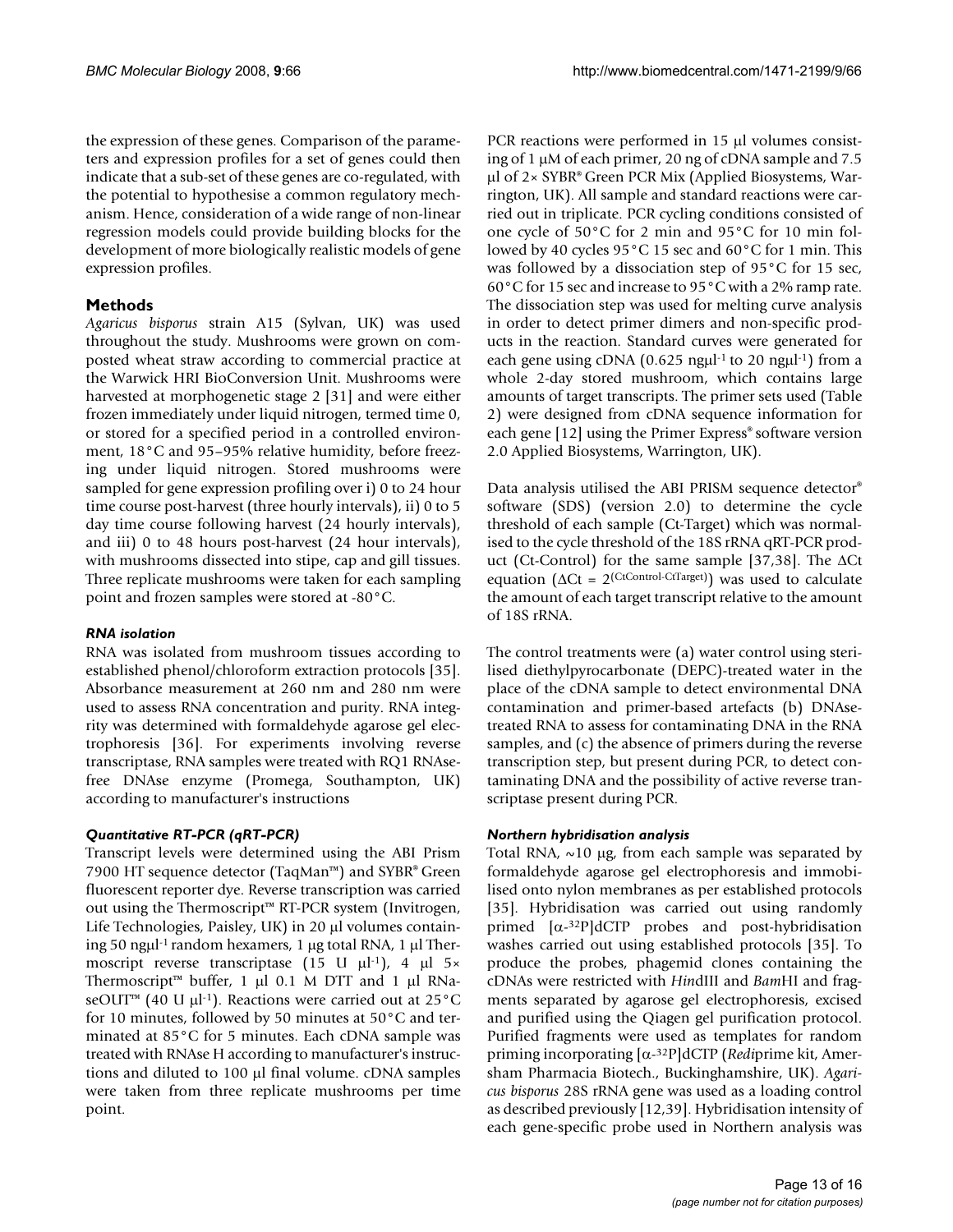the expression of these genes. Comparison of the parameters and expression profiles for a set of genes could then indicate that a sub-set of these genes are co-regulated, with the potential to hypothesise a common regulatory mechanism. Hence, consideration of a wide range of non-linear regression models could provide building blocks for the development of more biologically realistic models of gene expression profiles.

## Methods

*Agaricus bisporus* strain A15 (Sylvan, UK) was used throughout the study. Mushrooms were grown on composted wheat straw according to commercial practice at the Warwick HRI BioConversion Unit. Mushrooms were harvested at morphogenetic stage 2 [31] and were either frozen immediately under liquid nitrogen, termed time 0, or stored for a specified period in a controlled environment, 18°C and 95–95% relative humidity, before freezing under liquid nitrogen. Stored mushrooms were sampled for gene expression profiling over i) 0 to 24 hour time course post-harvest (three hourly intervals), ii) 0 to 5 day time course following harvest (24 hourly intervals), and iii) 0 to 48 hours post-harvest (24 hour intervals), with mushrooms dissected into stipe, cap and gill tissues. Three replicate mushrooms were taken for each sampling point and frozen samples were stored at -80°C.

### *RNA isolation*

RNA was isolated from mushroom tissues according to established phenol/chloroform extraction protocols [35]. Absorbance measurement at 260 nm and 280 nm were used to assess RNA concentration and purity. RNA integrity was determined with formaldehyde agarose gel electrophoresis [36]. For experiments involving reverse transcriptase, RNA samples were treated with RQ1 RNAse-free DNAse enzyme (Promega, Southampton, UK) according to manufacturer's instructions

### *Quantitative RT-PCR (qRT-PCR)*

Transcript levels were determined using the ABI Prism 7900 HT sequence detector (TaqMan™) and SYBR® Green fluorescent reporter dye. Reverse transcription was carried out using the Thermoscript™ RT-PCR system (Invitrogen, Life Technologies, Paisley, UK) in 20 μl volumes containing 50 ng$\mu l^{-1}$ random hexamers, 1 μg total RNA, 1 μl Thermoscript reverse transcriptase (15 U $\mu l^{-1}$), 4 μl 5× Thermoscript™ buffer, 1 μl 0.1 M DTT and 1 μl RNaseOUT™ (40 U $\mu l^{-1}$). Reactions were carried out at 25°C for 10 minutes, followed by 50 minutes at 50°C and terminated at 85°C for 5 minutes. Each cDNA sample was treated with RNAse H according to manufacturer's instructions and diluted to 100 μl final volume. cDNA samples were taken from three replicate mushrooms per time point.

PCR reactions were performed in 15 μl volumes consisting of 1 μM of each primer, 20 ng of cDNA sample and 7.5 μl of 2× SYBR® Green PCR Mix (Applied Biosystems, Warrington, UK). All sample and standard reactions were carried out in triplicate. PCR cycling conditions consisted of one cycle of 50°C for 2 min and 95°C for 10 min followed by 40 cycles 95°C 15 sec and 60°C for 1 min. This was followed by a dissociation step of 95°C for 15 sec, 60°C for 15 sec and increase to 95°C with a 2% ramp rate. The dissociation step was used for melting curve analysis in order to detect primer dimers and non-specific products in the reaction. Standard curves were generated for each gene using cDNA (0.625 ng$\mu l^{-1}$ to 20 ng$\mu l^{-1}$) from a whole 2-day stored mushroom, which contains large amounts of target transcripts. The primer sets used (Table 2) were designed from cDNA sequence information for each gene [12] using the Primer Express® software version 2.0 Applied Biosystems, Warrington, UK).

Data analysis utilised the ABI PRISM sequence detector® software (SDS) (version 2.0) to determine the cycle threshold of each sample (Ct-Target) which was normalised to the cycle threshold of the 18S rRNA qRT-PCR product (Ct-Control) for the same sample [37,38]. The ΔCt equation ($\Delta Ct = 2^{(CtControl - CtTarget)}$) was used to calculate the amount of each target transcript relative to the amount of 18S rRNA.

The control treatments were (a) water control using sterilised diethylpyrocarbonate (DEPC)-treated water in the place of the cDNA sample to detect environmental DNA contamination and primer-based artefacts (b) DNAse-treated RNA to assess for contaminating DNA in the RNA samples, and (c) the absence of primers during the reverse transcription step, but present during PCR, to detect contaminating DNA and the possibility of active reverse transcriptase present during PCR.

### *Northern hybridisation analysis*

Total RNA, ~10 μg, from each sample was separated by formaldehyde agarose gel electrophoresis and immobilised onto nylon membranes as per established protocols [35]. Hybridisation was carried out using randomly primed [$\alpha$-$^{32}$P]dCTP probes and post-hybridisation washes carried out using established protocols [35]. To produce the probes, phagemid clones containing the cDNAs were restricted with *Hin*dIII and *Bam*HI and fragments separated by agarose gel electrophoresis, excised and purified using the Qiagen gel purification protocol. Purified fragments were used as templates for random priming incorporating [$\alpha$-$^{32}$P]dCTP (*Redi*prime kit, Amersham Pharmacia Biotech., Buckinghamshire, UK). *Agaricus bisporus* 28S rRNA gene was used as a loading control as described previously [12,39]. Hybridisation intensity of each gene-specific probe used in Northern analysis was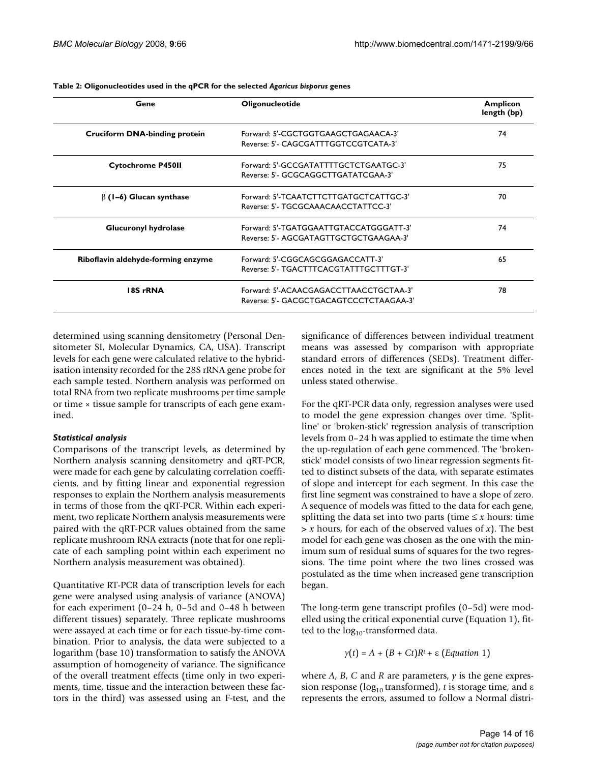**Table 2: Oligonucleotides used in the qPCR for the selected *Agaricus bisporus* genes**

| Gene | Oligonucleotide | Amplicon length (bp) |
|---|---|---|
| **Cruciform DNA-binding protein** | Forward: 5'-CGCTGGTGAAGCTGAGAACA-3'<br>Reverse: 5'- CAGCGATTTGGTCCGTCATA-3' | 74 |
| **Cytochrome P450II** | Forward: 5'-GCCGATATTTTGCTCTGAATGC-3'<br>Reverse: 5'- GCGCAGGCTTGATATCGAA-3' | 75 |
| **β (1–6) Glucan synthase** | Forward: 5'-TCAATCTTCTTGATGCTCATTGC-3'<br>Reverse: 5'- TGCGCAAACAACCTATTCC-3' | 70 |
| **Glucuronyl hydrolase** | Forward: 5'-TGATGGAATTGTACCATGGGATT-3'<br>Reverse: 5'- AGCGATAGTTGCTGCTGAAGAA-3' | 74 |
| **Riboflavin aldehyde-forming enzyme** | Forward: 5'-CGGCAGCGGAGACCATT-3'<br>Reverse: 5'- TGACTTTCACGTATTTGCTTTGT-3' | 65 |
| **18S rRNA** | Forward: 5'-ACAACGAGACCTTAACCTGCTAA-3'<br>Reverse: 5'- GACGCTGACAGTCCCTCTAAGAA-3' | 78 |

determined using scanning densitometry (Personal Densitometer SI, Molecular Dynamics, CA, USA). Transcript levels for each gene were calculated relative to the hybridisation intensity recorded for the 28S rRNA gene probe for each sample tested. Northern analysis was performed on total RNA from two replicate mushrooms per time sample or time × tissue sample for transcripts of each gene examined.

### *Statistical analysis*

Comparisons of the transcript levels, as determined by Northern analysis scanning densitometry and qRT-PCR, were made for each gene by calculating correlation coefficients, and by fitting linear and exponential regression responses to explain the Northern analysis measurements in terms of those from the qRT-PCR. Within each experiment, two replicate Northern analysis measurements were paired with the qRT-PCR values obtained from the same replicate mushroom RNA extracts (note that for one replicate of each sampling point within each experiment no Northern analysis measurement was obtained).

Quantitative RT-PCR data of transcription levels for each gene were analysed using analysis of variance (ANOVA) for each experiment (0–24 h, 0–5d and 0–48 h between different tissues) separately. Three replicate mushrooms were assayed at each time or for each tissue-by-time combination. Prior to analysis, the data were subjected to a logarithm (base 10) transformation to satisfy the ANOVA assumption of homogeneity of variance. The significance of the overall treatment effects (time only in two experiments, time, tissue and the interaction between these factors in the third) was assessed using an F-test, and the significance of differences between individual treatment means was assessed by comparison with appropriate standard errors of differences (SEDs). Treatment differences noted in the text are significant at the 5% level unless stated otherwise.

For the qRT-PCR data only, regression analyses were used to model the gene expression changes over time. 'Split-line' or 'broken-stick' regression analysis of transcription levels from 0–24 h was applied to estimate the time when the up-regulation of each gene commenced. The 'broken-stick' model consists of two linear regression segments fitted to distinct subsets of the data, with separate estimates of slope and intercept for each segment. In this case the first line segment was constrained to have a slope of zero. A sequence of models was fitted to the data for each gene, splitting the data set into two parts (time $\leq x$ hours: time $> x$ hours, for each of the observed values of $x$). The best model for each gene was chosen as the one with the minimum sum of residual sums of squares for the two regressions. The time point where the two lines crossed was postulated as the time when increased gene transcription began.

The long-term gene transcript profiles (0–5d) were modelled using the critical exponential curve (Equation 1), fitted to the $\log_{10}$-transformed data.

$$y(t) = A + (B + Ct)R^t + \varepsilon \quad (Equation\ 1)$$

where $A$, $B$, $C$ and $R$ are parameters, $y$ is the gene expression response ($\log_{10}$ transformed), $t$ is storage time, and $\varepsilon$ represents the errors, assumed to follow a Normal distri-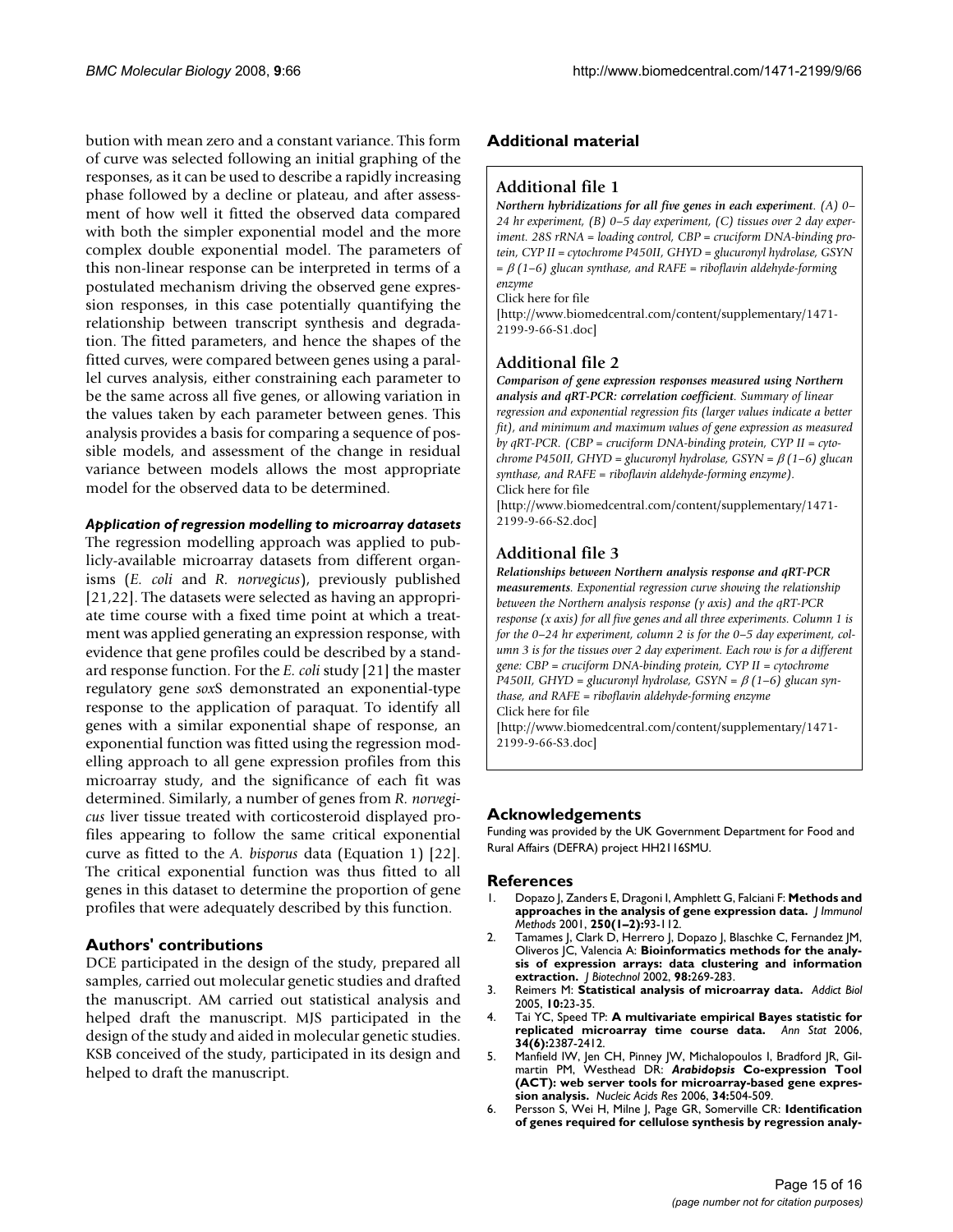bution with mean zero and a constant variance. This form of curve was selected following an initial graphing of the responses, as it can be used to describe a rapidly increasing phase followed by a decline or plateau, and after assessment of how well it fitted the observed data compared with both the simpler exponential model and the more complex double exponential model. The parameters of this non-linear response can be interpreted in terms of a postulated mechanism driving the observed gene expression responses, in this case potentially quantifying the relationship between transcript synthesis and degradation. The fitted parameters, and hence the shapes of the fitted curves, were compared between genes using a parallel curves analysis, either constraining each parameter to be the same across all five genes, or allowing variation in the values taken by each parameter between genes. This analysis provides a basis for comparing a sequence of possible models, and assessment of the change in residual variance between models allows the most appropriate model for the observed data to be determined.

#### *Application of regression modelling to microarray datasets*

The regression modelling approach was applied to publicly-available microarray datasets from different organisms (*E. coli* and *R. norvegicus*), previously published [21,22]. The datasets were selected as having an appropriate time course with a fixed time point at which a treatment was applied generating an expression response, with evidence that gene profiles could be described by a standard response function. For the *E. coli* study [21] the master regulatory gene *sox*S demonstrated an exponential-type response to the application of paraquat. To identify all genes with a similar exponential shape of response, an exponential function was fitted using the regression modelling approach to all gene expression profiles from this microarray study, and the significance of each fit was determined. Similarly, a number of genes from *R. norvegicus* liver tissue treated with corticosteroid displayed profiles appearing to follow the same critical exponential curve as fitted to the *A. bisporus* data (Equation 1) [22]. The critical exponential function was thus fitted to all genes in this dataset to determine the proportion of gene profiles that were adequately described by this function.

### Authors' contributions

DCE participated in the design of the study, prepared all samples, carried out molecular genetic studies and drafted the manuscript. AM carried out statistical analysis and helped draft the manuscript. MJS participated in the design of the study and aided in molecular genetic studies. KSB conceived of the study, participated in its design and helped to draft the manuscript.

### Additional material

#### Additional file 1

***Northern hybridizations for all five genes in each experiment****. (A) 0–24 hr experiment, (B) 0–5 day experiment, (C) tissues over 2 day experiment. 28S rRNA = loading control, CBP = cruciform DNA-binding protein, CYP II = cytochrome P450II, GHYD = glucuronyl hydrolase, GSYN = $\beta$ (1–6) glucan synthase, and RAFE = riboflavin aldehyde-forming enzyme*

Click here for file

[http://www.biomedcentral.com/content/supplementary/1471-2199-9-66-S1.doc]

#### Additional file 2

***Comparison of gene expression responses measured using Northern analysis and qRT-PCR: correlation coefficient****. Summary of linear regression and exponential regression fits (larger values indicate a better fit), and minimum and maximum values of gene expression as measured by qRT-PCR. (CBP = cruciform DNA-binding protein, CYP II = cytochrome P450II, GHYD = glucuronyl hydrolase, GSYN = $\beta$ (1–6) glucan synthase, and RAFE = riboflavin aldehyde-forming enzyme).*

Click here for file

[http://www.biomedcentral.com/content/supplementary/1471-2199-9-66-S2.doc]

#### Additional file 3

***Relationships between Northern analysis response and qRT-PCR measurements****. Exponential regression curve showing the relationship between the Northern analysis response (y axis) and the qRT-PCR response (x axis) for all five genes and all three experiments. Column 1 is for the 0–24 hr experiment, column 2 is for the 0–5 day experiment, column 3 is for the tissues over 2 day experiment. Each row is for a different gene: CBP = cruciform DNA-binding protein, CYP II = cytochrome P450II, GHYD = glucuronyl hydrolase, GSYN = $\beta$ (1–6) glucan synthase, and RAFE = riboflavin aldehyde-forming enzyme*

Click here for file

[http://www.biomedcentral.com/content/supplementary/1471-2199-9-66-S3.doc]

### Acknowledgements

Funding was provided by the UK Government Department for Food and Rural Affairs (DEFRA) project HH2116SMU.

### References

1. Dopazo J, Zanders E, Dragoni I, Amphlett G, Falciani F: **Methods and approaches in the analysis of gene expression data.** *J Immunol Methods* 2001, **250(1–2):**93-112.
2. Tamames J, Clark D, Herrero J, Dopazo J, Blaschke C, Fernandez JM, Oliveros JC, Valencia A: **Bioinformatics methods for the analysis of expression arrays: data clustering and information extraction.** *J Biotechnol* 2002, **98:**269-283.
3. Reimers M: **Statistical analysis of microarray data.** *Addict Biol* 2005, **10:**23-35.
4. Tai YC, Speed TP: **A multivariate empirical Bayes statistic for replicated microarray time course data.** *Ann Stat* 2006, **34(6):**2387-2412.
5. Manfield IW, Jen CH, Pinney JW, Michalopoulos I, Bradford JR, Gilmartin PM, Westhead DR: ***Arabidopsis* Co-expression Tool (ACT): web server tools for microarray-based gene expression analysis.** *Nucleic Acids Res* 2006, **34:**504-509.
6. Persson S, Wei H, Milne J, Page GR, Somerville CR: **Identification of genes required for cellulose synthesis by regression analy-**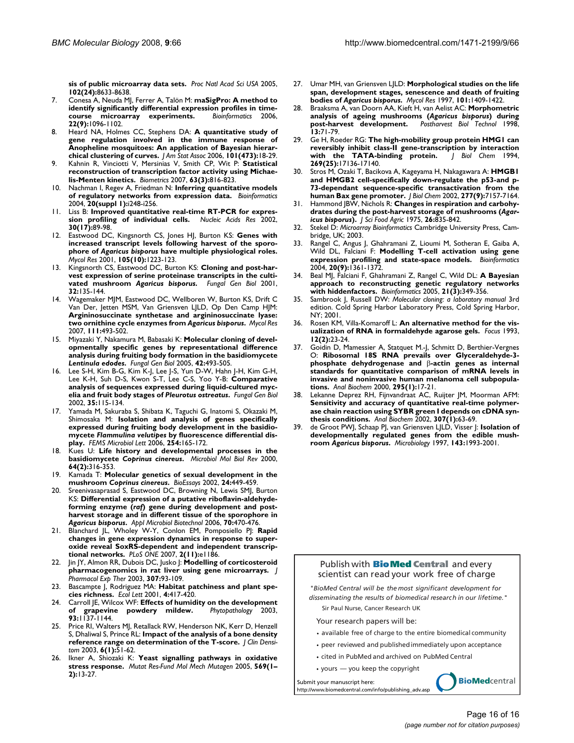sis of public microarray data sets. *Proc Natl Acad Sci USA* 2005, **102(24):**8633-8638.

7. Conesa A, Neuda MJ, Ferrer A, Talön M: **maSigPro: A method to identify significantly differential expression profiles in time-course microarray experiments.** *Bioinformatics* 2006, **22(9):**1096-1102.
8. Heard NA, Holmes CC, Stephens DA: **A quantitative study of gene regulation involved in the immune response of Anopheline mosquitoes: An application of Bayesian hierarchical clustering of curves.** *J Am Stat Assoc* 2006, **101(473):**18-29.
9. Kahnin R, Vinciotti V, Mersinias V, Smith CP, Wit P: **Statistical reconstruction of transcription factor activity using Michaelis-Menten kinetics.** *Biometrics* 2007, **63(3):**816-823.
10. Nachman I, Regev A, Friedman N: **Inferring quantitative models of regulatory networks from expression data.** *Bioinformatics* 2004, **20(suppl 1):**i248-i256.
11. Liss B: **Improved quantitative real-time RT-PCR for expression profiling of individual cells.** *Nucleic Acids Res* 2002, **30(17):**89-98.
12. Eastwood DC, Kingsnorth CS, Jones HJ, Burton KS: **Genes with increased transcript levels following harvest of the sporophore of *Agaricus bisporus* have multiple physiological roles.** *Mycol Res* 2001, **105(10):**1223-123.
13. Kingsnorth CS, Eastwood DC, Burton KS: **Cloning and post-harvest expression of serine proteinase transcripts in the cultivated mushroom *Agaricus bisporus*.** *Fungal Gen Biol* 2001, **32:**135-144.
14. Wagemaker MJM, Eastwood DC, Wellboren W, Burton KS, Drift C Van Der, Jetten MSM, Van Griensven LJLD, Op Den Camp HJM: **Argininosuccinate synthetase and argininosuccinate lyase: two ornithine cycle enzymes from *Agaricus bisporus*.** *Mycol Res* 2007, **111:**493-502.
15. Miyazaki Y, Nakamura M, Babasaki K: **Molecular cloning of developmentally specific genes by representational difference analysis during fruiting body formation in the basidiomycete *Lentinula edodes*.** *Fungal Gen Biol* 2005, **42:**493-505.
16. Lee S-H, Kim B-G, Kim K-J, Lee J-S, Yun D-W, Hahn J-H, Kim G-H, Lee K-H, Suh D-S, Kwon S-T, Lee C-S, Yoo Y-B: **Comparative analysis of sequences expressed during liquid-cultured mycelia and fruit body stages of *Pleurotus ostreatus*.** *Fungal Gen Biol* 2002, **35:**115-134.
17. Yamada M, Sakuraba S, Shibata K, Taguchi G, Inatomi S, Okazaki M, Shimosaka M: **Isolation and analysis of genes specifically expressed during fruiting body development in the basidiomycete *Flammulina velutipes* by fluorescence differential display.** *FEMS Microbiol Lett* 2006, **254:**165-172.
18. Kues U: **Life history and developmental processes in the basidiomycete *Coprinus cinereus*.** *Microbiol Mol Biol Rev* 2000, **64(2):**316-353.
19. Kamada T: **Molecular genetics of sexual development in the mushroom *Coprinus cinereus*.** *BioEssays* 2002, **24:**449-459.
20. Sreenivasaprasad S, Eastwood DC, Browning N, Lewis SMJ, Burton KS: **Differential expression of a putative riboflavin-aldehyde-forming enzyme (*raf*) gene during development and post-harvest storage and in different tissue of the sporophore in *Agaricus bisporus*.** *Appl Microbiol Biotechnol* 2006, **70:**470-476.
21. Blanchard JL, Wholey W-Y, Conlon EM, Pomposiello PJ: **Rapid changes in gene expression dynamics in response to superoxide reveal SoxRS-dependent and independent transcriptional networks.** *PLoS ONE* 2007, **2(11):**e1186.
22. Jin JY, Almon RR, Dubois DC, Jusko J: **Modelling of corticosteroid pharmacogenomics in rat liver using gene microarrays.** *J Pharmacol Exp Ther* 2003, **307:**93-109.
23. Bascampte J, Rodriguez MA: **Habitat patchiness and plant species richness.** *Ecol Lett* 2001, **4:**417-420.
24. Carroll JE, Wilcox WF: **Effects of humidity on the development of grapevine powdery mildew.** *Phytopathology* 2003, **93:**1137-1144.
25. Price RI, Walters MJ, Retallack RW, Henderson NK, Kerr D, Henzell S, Dhaliwal S, Prince RL: **Impact of the analysis of a bone density reference range on determination of the T-score.** *J Clin Densitom* 2003, **6(1):**51-62.
26. Ikner A, Shiozaki K: **Yeast signalling pathways in oxidative stress response.** *Mutat Res-Fund Mol Mech Mutagen* 2005, **569(1–2):**13-27.
27. Umar MH, van Griensven LJLD: **Morphological studies on the life span, development stages, senescence and death of fruiting bodies of *Agaricus bisporus*.** *Mycol Res* 1997, **101:**1409-1422.
28. Braaksma A, van Doorn AA, Kieft H, van Aelist AC: **Morphometric analysis of ageing mushrooms (*Agaricus bisporus*) during post-harvest development.** *Postharvest Biol Technol* 1998, **13:**71-79.
29. Ge H, Roeder RG: **The high-mobility group protein HMG1 can reversibly inhibit class-II gene-transcription by interaction with the TATA-binding protein.** *J Biol Chem* 1994, **269(25):**17136-17140.
30. Stros M, Ozaki T, Bacikova A, Kageyama H, Nakagawara A: **HMGB1 and HMGB2 cell-specifically down-regulate the p53-and p-73-dependant sequence-specific transactivation from the human Bax gene promoter.** *J Biol Chem* 2002, **277(9):**7157-7164.
31. Hammond JBW, Nichols R: **Changes in respiration and carbohydrates during the post-harvest storage of mushrooms (*Agaricus bisporus*).** *J Sci Food Agric* 1975, **26:**835-842.
32. Stekel D: *Microarray Bioinformatics* Cambridge University Press, Cambridge, UK; 2003.
33. Rangel C, Angus J, Ghahramani Z, Lioumi M, Sotheran E, Gaiba A, Wild DL, Falciani F: **Modelling T-cell activation using gene expression profiling and state-space models.** *Bioinformatics* 2004, **20(9):**1361-1372.
34. Beal MJ, Falciani F, Ghahramani Z, Rangel C, Wild DL: **A Bayesian approach to reconstructing genetic regulatory networks with hiddenfactors.** *Bioinformatics* 2005, **21(3):**349-356.
35. Sambrook J, Russell DW: *Molecular cloning: a laboratory manual* 3rd edition. Cold Spring Harbor Laboratory Press, Cold Spring Harbor, NY; 2001.
36. Rosen KM, Villa-Komaroff L: **An alternative method for the visualization of RNA in formaldehyde agarose gels.** *Focus* 1993, **12(2):**23-24.
37. Goidin D, Mamessier A, Statquet M.-J, Schmitt D, Berthier-Vergnes O: **Ribosomal 18S RNA prevails over Glyceraldehyde-3-phosphate dehydrogenase and β-actin genes as internal standards for quantitative comparison of mRNA levels in invasive and noninvasive human melanoma cell subpopulations.** *Anal Biochem* 2000, **295(1):**17-21.
38. Lekanne Deprez RH, Fijnvandraat AC, Ruijter JM, Moorman AFM: **Sensitivity and accuracy of quantitative real-time polymerase chain reaction using SYBR green I depends on cDNA synthesis conditions.** *Anal Biochem* 2002, **307(1):**63-69.
39. de Groot PWJ, Schaap PJ, van Griensven LJLD, Visser J: **Isolation of developmentally regulated genes from the edible mushroom *Agaricus bisporus*.** *Microbiology* 1997, **143:**1993-2001.

Publish with **BioMed Central** and every scientist can read your work free of charge

*"BioMed Central will be the most significant development for disseminating the results of biomedical research in our lifetime."*
Sir Paul Nurse, Cancer Research UK

Your research papers will be:

- available free of charge to the entire biomedical community
- peer reviewed and published immediately upon acceptance
- cited in PubMed and archived on PubMed Central
- yours — you keep the copyright

Submit your manuscript here:
http://www.biomedcentral.com/info/publishing_adv.asp

**BioMed**central